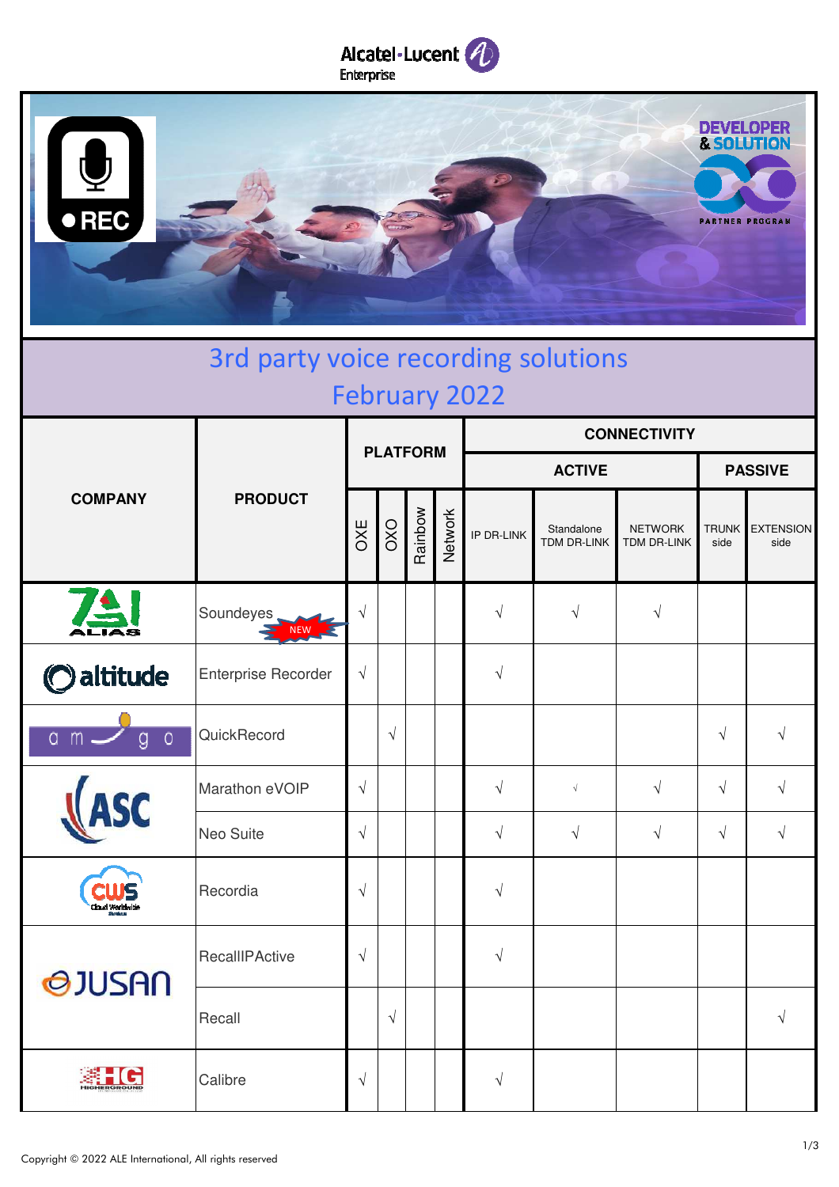Alcatel·Lucent Enterprise

DEVELOPER & SOLUTION PARTNER PROGRAM

# 3rd party voice recording solutions February 2022

| COMPANY | PRODUCT | PLATFORM | | | | CONNECTIVITY | | | | |
|---|---|---|---|---|---|---|---|---|---|---|
| | | | | | | ACTIVE | | | PASSIVE | |
| | | OXE | OXO | Rainbow | Network | IP DR-LINK | Standalone TDM DR-LINK | NETWORK TDM DR-LINK | TRUNK side | EXTENSION side |
| ALIAS | Soundeyes NEW | √ | | | | √ | √ | √ | | |
| altitude | Enterprise Recorder | √ | | | | √ | | | | |
| amego | QuickRecord | | √ | | | | | | √ | √ |
| ASC | Marathon eVOIP | √ | | | | √ | √ | √ | √ | √ |
| ASC | Neo Suite | √ | | | | √ | √ | √ | √ | √ |
| CWS Cloud Worldwide | Recordia | √ | | | | √ | | | | |
| JUSAN | RecallIPActive | √ | | | | √ | | | | |
| JUSAN | Recall | | √ | | | | | | | √ |
| HG HIGHERGROUND | Calibre | √ | | | | √ | | | | |

Copyright © 2022 ALE International, All rights reserved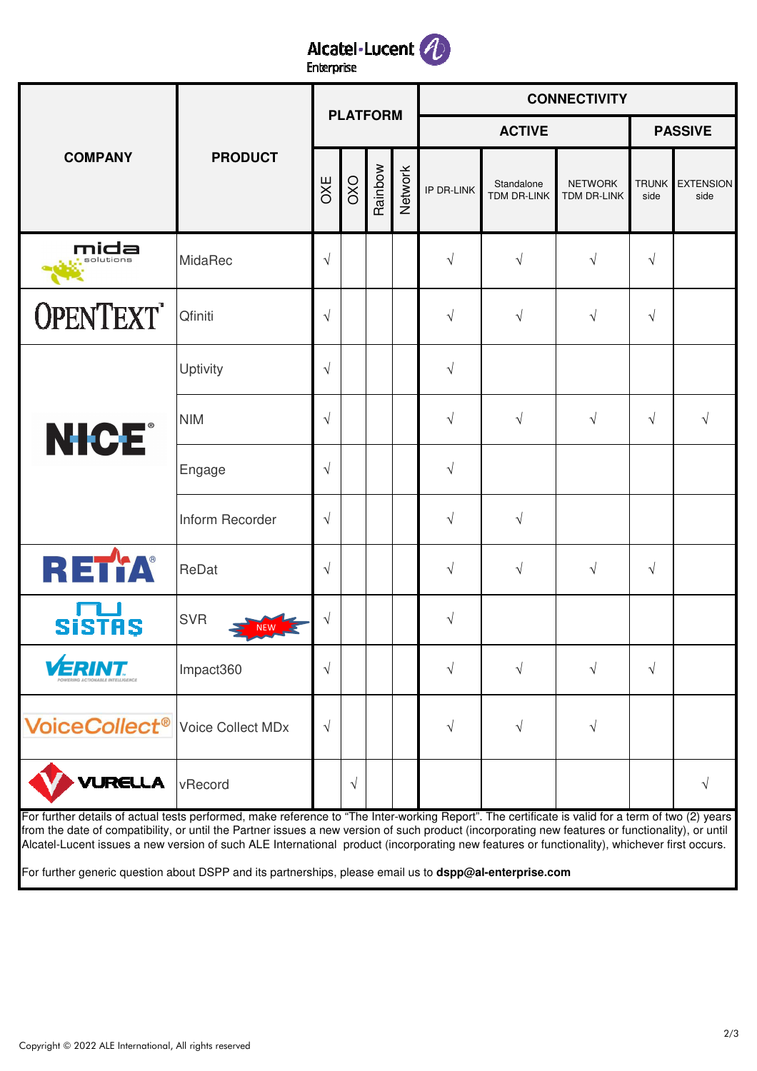Alcatel·Lucent Enterprise

| COMPANY | PRODUCT | PLATFORM | | | | CONNECTIVITY | | | | |
|---|---|---|---|---|---|---|---|---|---|---|
| | | | | | | ACTIVE | | | PASSIVE | |
| | | OXE | OXO | Rainbow | Network | IP DR-LINK | Standalone TDM DR-LINK | NETWORK TDM DR-LINK | TRUNK side | EXTENSION side |
| mida solutions | MidaRec | √ | | | | √ | √ | √ | √ | |
| OPENTEXT | Qfiniti | √ | | | | √ | √ | √ | √ | |
| NICE | Uptivity | √ | | | | √ | | | | |
| NICE | NIM | √ | | | | √ | √ | √ | √ | √ |
| NICE | Engage | √ | | | | √ | | | | |
| NICE | Inform Recorder | √ | | | | √ | √ | | | |
| RETIA | ReDat | √ | | | | √ | √ | √ | √ | |
| SISTAS | SVR NEW | √ | | | | √ | | | | |
| VERINT | Impact360 | √ | | | | √ | √ | √ | √ | |
| VoiceCollect | Voice Collect MDx | √ | | | | √ | √ | √ | | |
| VURELLA | vRecord | | √ | | | | | | | √ |

For further details of actual tests performed, make reference to "The Inter-working Report". The certificate is valid for a term of two (2) years from the date of compatibility, or until the Partner issues a new version of such product (incorporating new features or functionality), or until Alcatel-Lucent issues a new version of such ALE International product (incorporating new features or functionality), whichever first occurs.

For further generic question about DSPP and its partnerships, please email us to **dspp@al-enterprise.com**

Copyright © 2022 ALE International, All rights reserved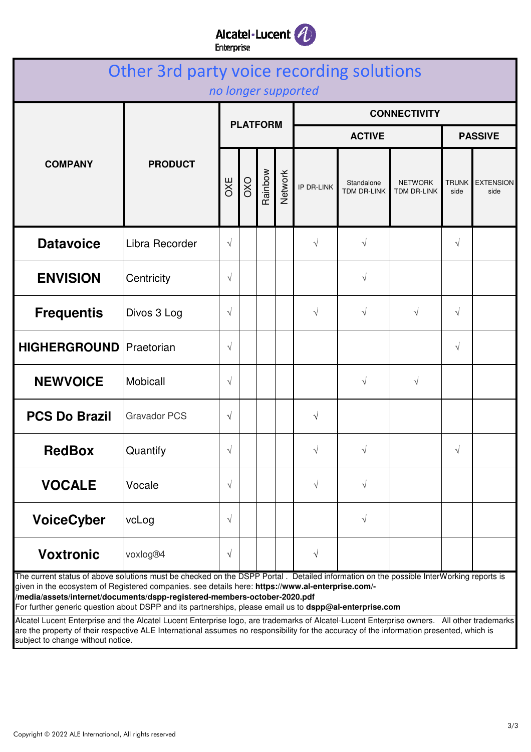Alcatel·Lucent Enterprise

# Other 3rd party voice recording solutions

*no longer supported*

| COMPANY | PRODUCT | PLATFORM | | | | CONNECTIVITY | | | | |
|---|---|---|---|---|---|---|---|---|---|---|
| | | | | | | ACTIVE | | | PASSIVE | |
| | | OXE | OXO | Rainbow | Network | IP DR-LINK | Standalone TDM DR-LINK | NETWORK TDM DR-LINK | TRUNK side | EXTENSION side |
| **Datavoice** | Libra Recorder | √ | | | | √ | √ | | √ | |
| **ENVISION** | Centricity | √ | | | | | √ | | | |
| **Frequentis** | Divos 3 Log | √ | | | | √ | √ | √ | √ | |
| **HIGHERGROUND** | Praetorian | √ | | | | | | | √ | |
| **NEWVOICE** | Mobicall | √ | | | | | √ | √ | | |
| **PCS Do Brazil** | Gravador PCS | √ | | | | √ | | | | |
| **RedBox** | Quantify | √ | | | | √ | √ | | √ | |
| **VOCALE** | Vocale | √ | | | | √ | √ | | | |
| **VoiceCyber** | vcLog | √ | | | | | √ | | | |
| **Voxtronic** | voxlog®4 | √ | | | | √ | | | | |

The current status of above solutions must be checked on the DSPP Portal . Detailed information on the possible InterWorking reports is given in the ecosystem of Registered companies. see details here: **https://www.al-enterprise.com/-/media/assets/internet/documents/dspp-registered-members-october-2020.pdf**

For further generic question about DSPP and its partnerships, please email us to **dspp@al-enterprise.com**

Alcatel Lucent Enterprise and the Alcatel Lucent Enterprise logo, are trademarks of Alcatel-Lucent Enterprise owners. All other trademarks are the property of their respective ALE International assumes no responsibility for the accuracy of the information presented, which is subject to change without notice.

Copyright © 2022 ALE International, All rights reserved